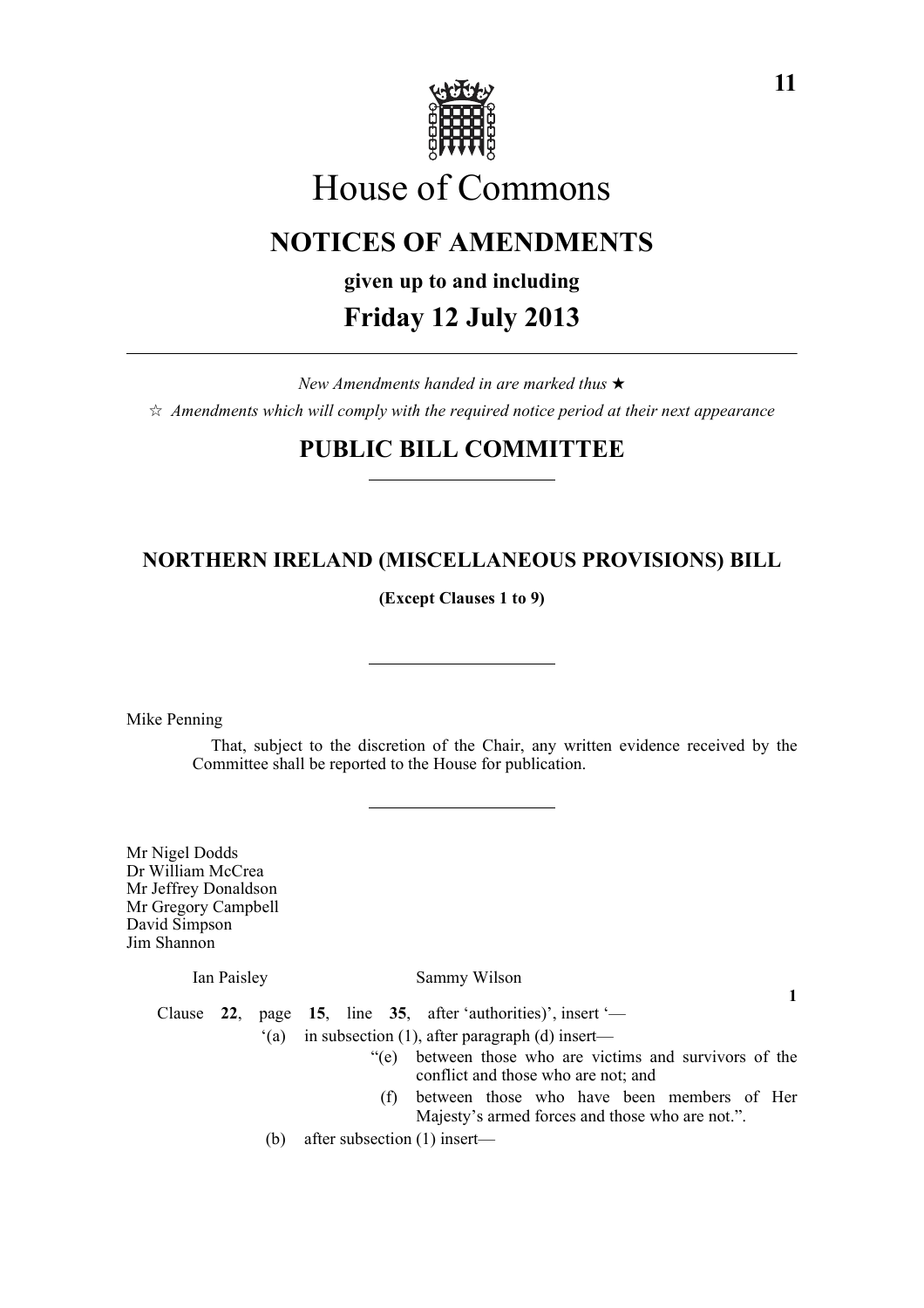# House of Commons

## NOTICES OF AMENDMENTS

**given up to and including**

## Friday 12 July 2013

*New Amendments handed in are marked thus* ★

☆ *Amendments which will comply with the required notice period at their next appearance*

## PUBLIC BILL COMMITTEE

### NORTHERN IRELAND (MISCELLANEOUS PROVISIONS) BILL

**(Except Clauses 1 to 9)**

Mike Penning

That, subject to the discretion of the Chair, any written evidence received by the Committee shall be reported to the House for publication.

Mr Nigel Dodds
Dr William McCrea
Mr Jeffrey Donaldson
Mr Gregory Campbell
David Simpson
Jim Shannon
Ian Paisley
Sammy Wilson

**1**

Clause **22**, page **15**, line **35**, after 'authorities)', insert '—

'(a) in subsection (1), after paragraph (d) insert—

"(e) between those who are victims and survivors of the conflict and those who are not; and

(f) between those who have been members of Her Majesty's armed forces and those who are not.".

(b) after subsection (1) insert—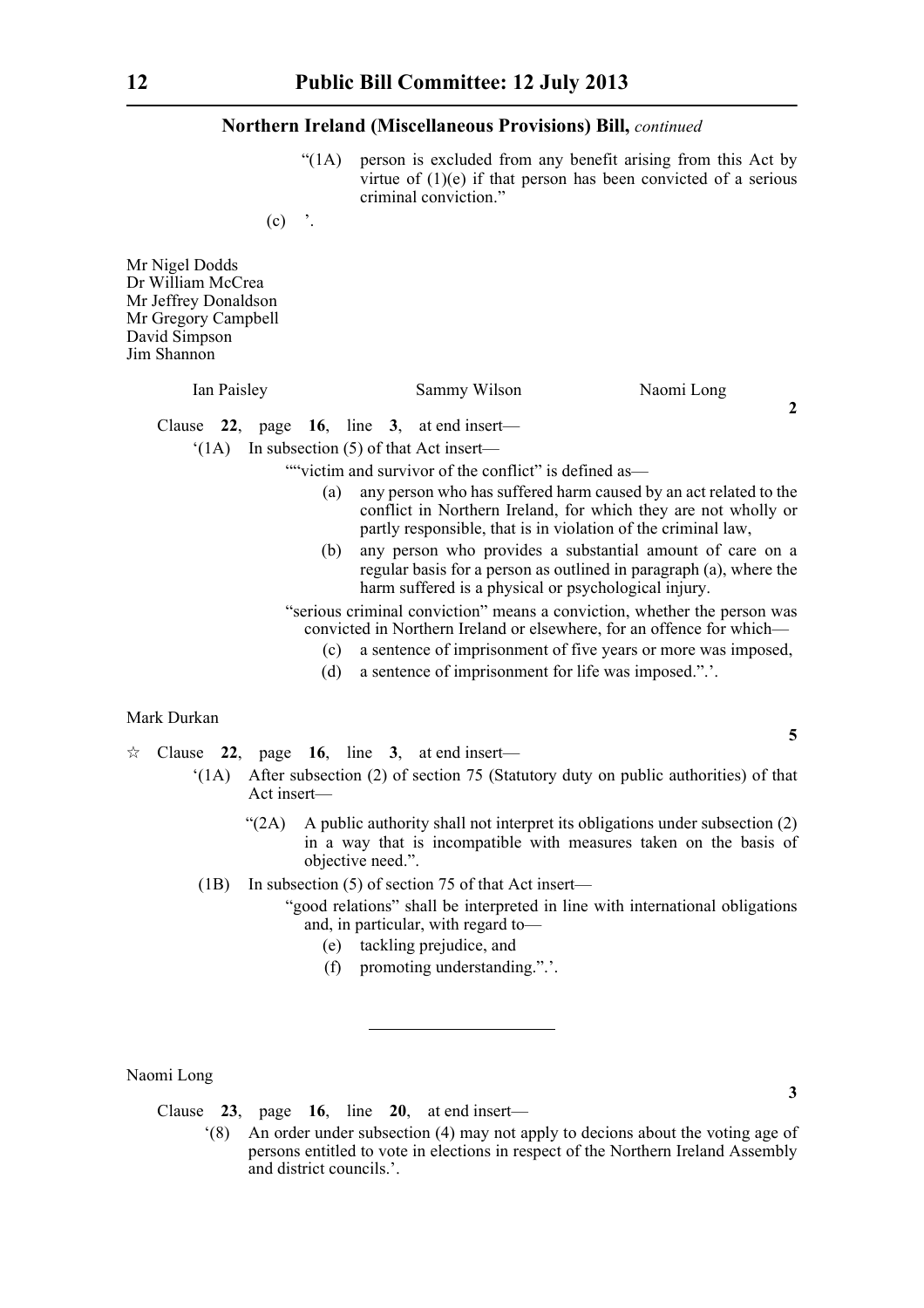**Northern Ireland (Miscellaneous Provisions) Bill,** *continued*

"(1A) person is excluded from any benefit arising from this Act by virtue of (1)(e) if that person has been convicted of a serious criminal conviction."

(c) '.

Mr Nigel Dodds
Dr William McCrea
Mr Jeffrey Donaldson
Mr Gregory Campbell
David Simpson
Jim Shannon

Ian Paisley &emsp; Sammy Wilson &emsp; Naomi Long

**2**

Clause **22**, page **16**, line **3**, at end insert—

'(1A) In subsection (5) of that Act insert—

""victim and survivor of the conflict" is defined as—

(a) any person who has suffered harm caused by an act related to the conflict in Northern Ireland, for which they are not wholly or partly responsible, that is in violation of the criminal law,

(b) any person who provides a substantial amount of care on a regular basis for a person as outlined in paragraph (a), where the harm suffered is a physical or psychological injury.

"serious criminal conviction" means a conviction, whether the person was convicted in Northern Ireland or elsewhere, for an offence for which—

(c) a sentence of imprisonment of five years or more was imposed,

(d) a sentence of imprisonment for life was imposed.".'.

Mark Durkan

**5**

☆ Clause **22**, page **16**, line **3**, at end insert—

'(1A) After subsection (2) of section 75 (Statutory duty on public authorities) of that Act insert—

"(2A) A public authority shall not interpret its obligations under subsection (2) in a way that is incompatible with measures taken on the basis of objective need.".

(1B) In subsection (5) of section 75 of that Act insert—

"good relations" shall be interpreted in line with international obligations and, in particular, with regard to—

(e) tackling prejudice, and

(f) promoting understanding.".'.

---

Naomi Long

**3**

Clause **23**, page **16**, line **20**, at end insert—

'(8) An order under subsection (4) may not apply to decions about the voting age of persons entitled to vote in elections in respect of the Northern Ireland Assembly and district councils.'.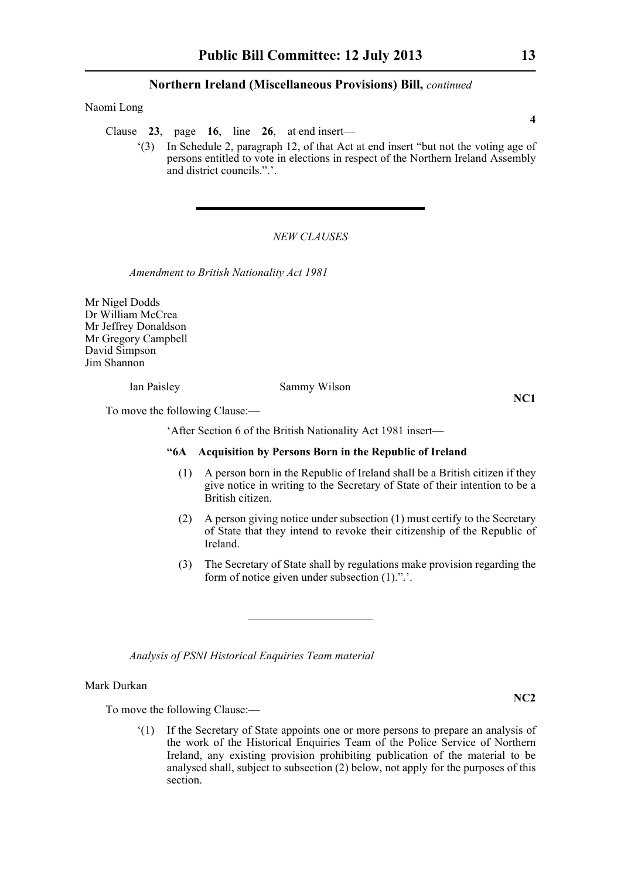Naomi Long

**4**

Clause **23**, page **16**, line **26**, at end insert—

'(3) In Schedule 2, paragraph 12, of that Act at end insert "but not the voting age of persons entitled to vote in elections in respect of the Northern Ireland Assembly and district councils.".'.

---

*NEW CLAUSES*

*Amendment to British Nationality Act 1981*

Mr Nigel Dodds
Dr William McCrea
Mr Jeffrey Donaldson
Mr Gregory Campbell
David Simpson
Jim Shannon

Ian Paisley    Sammy Wilson

**NC1**

To move the following Clause:—

'After Section 6 of the British Nationality Act 1981 insert—

**"6A Acquisition by Persons Born in the Republic of Ireland**

(1) A person born in the Republic of Ireland shall be a British citizen if they give notice in writing to the Secretary of State of their intention to be a British citizen.

(2) A person giving notice under subsection (1) must certify to the Secretary of State that they intend to revoke their citizenship of the Republic of Ireland.

(3) The Secretary of State shall by regulations make provision regarding the form of notice given under subsection (1).".'.

---

*Analysis of PSNI Historical Enquiries Team material*

Mark Durkan

**NC2**

To move the following Clause:—

'(1) If the Secretary of State appoints one or more persons to prepare an analysis of the work of the Historical Enquiries Team of the Police Service of Northern Ireland, any existing provision prohibiting publication of the material to be analysed shall, subject to subsection (2) below, not apply for the purposes of this section.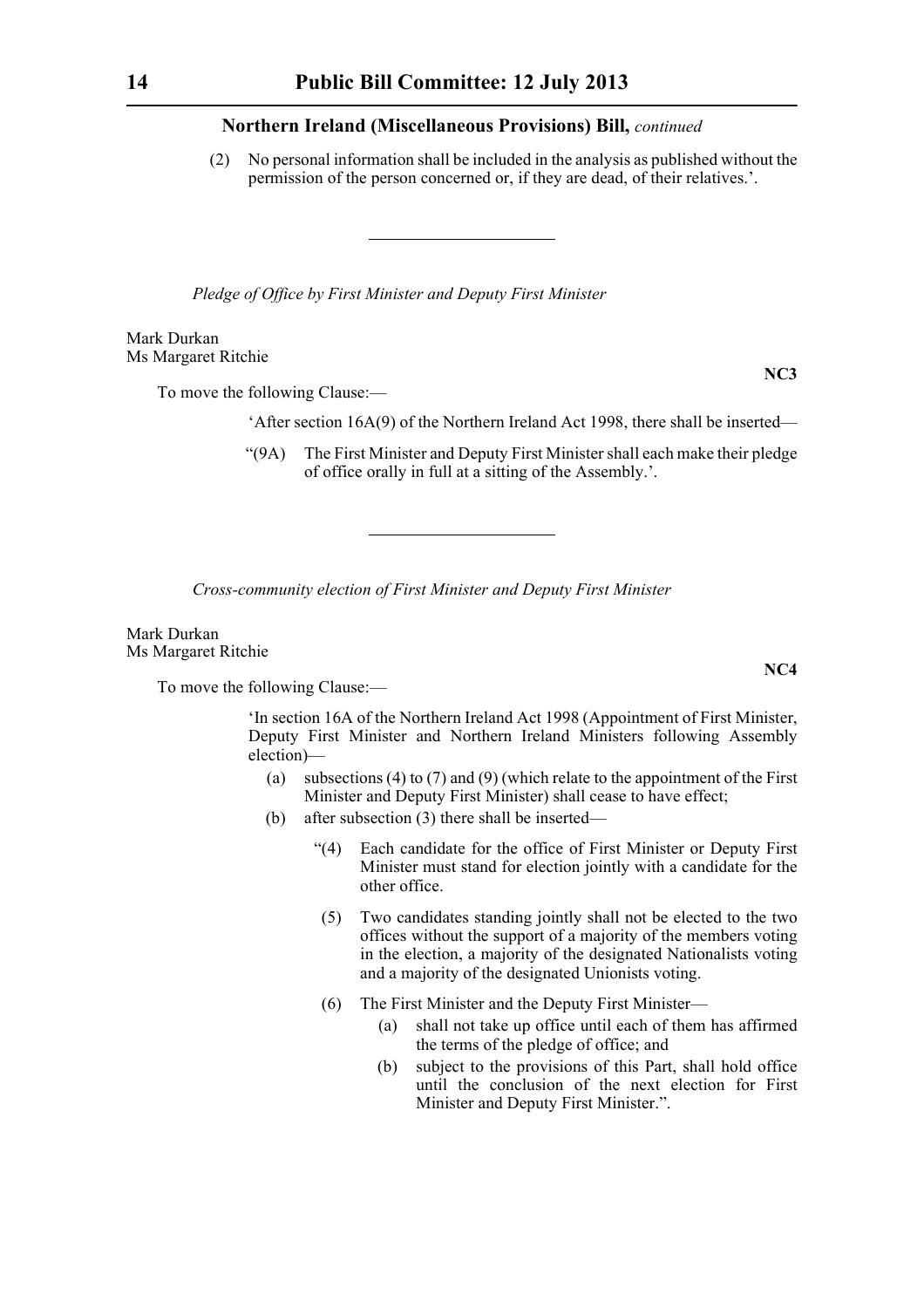**Northern Ireland (Miscellaneous Provisions) Bill,** *continued*

(2) No personal information shall be included in the analysis as published without the permission of the person concerned or, if they are dead, of their relatives.'.

---

*Pledge of Office by First Minister and Deputy First Minister*

Mark Durkan
Ms Margaret Ritchie

**NC3**

To move the following Clause:—

'After section 16A(9) of the Northern Ireland Act 1998, there shall be inserted—

"(9A) The First Minister and Deputy First Minister shall each make their pledge of office orally in full at a sitting of the Assembly.'.

---

*Cross-community election of First Minister and Deputy First Minister*

Mark Durkan
Ms Margaret Ritchie

**NC4**

To move the following Clause:—

'In section 16A of the Northern Ireland Act 1998 (Appointment of First Minister, Deputy First Minister and Northern Ireland Ministers following Assembly election)—

(a) subsections (4) to (7) and (9) (which relate to the appointment of the First Minister and Deputy First Minister) shall cease to have effect;

(b) after subsection (3) there shall be inserted—

"(4) Each candidate for the office of First Minister or Deputy First Minister must stand for election jointly with a candidate for the other office.

(5) Two candidates standing jointly shall not be elected to the two offices without the support of a majority of the members voting in the election, a majority of the designated Nationalists voting and a majority of the designated Unionists voting.

(6) The First Minister and the Deputy First Minister—

(a) shall not take up office until each of them has affirmed the terms of the pledge of office; and

(b) subject to the provisions of this Part, shall hold office until the conclusion of the next election for First Minister and Deputy First Minister.".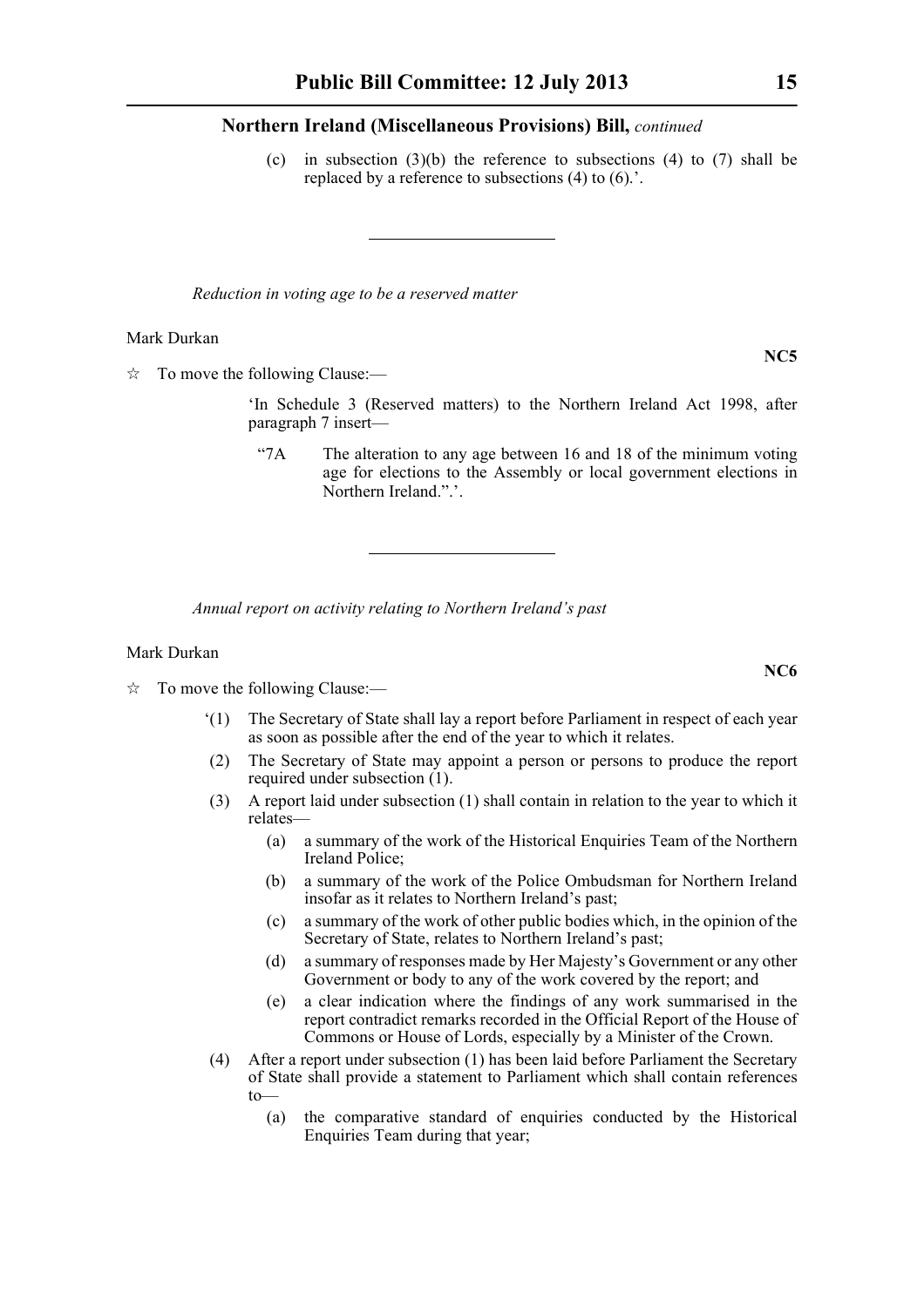(c) in subsection (3)(b) the reference to subsections (4) to (7) shall be replaced by a reference to subsections (4) to (6).'.

---

*Reduction in voting age to be a reserved matter*

Mark Durkan

**NC5**

☆ To move the following Clause:—

'In Schedule 3 (Reserved matters) to the Northern Ireland Act 1998, after paragraph 7 insert—

"7A The alteration to any age between 16 and 18 of the minimum voting age for elections to the Assembly or local government elections in Northern Ireland.".'.

---

*Annual report on activity relating to Northern Ireland's past*

Mark Durkan

**NC6**

☆ To move the following Clause:—

'(1) The Secretary of State shall lay a report before Parliament in respect of each year as soon as possible after the end of the year to which it relates.

(2) The Secretary of State may appoint a person or persons to produce the report required under subsection (1).

(3) A report laid under subsection (1) shall contain in relation to the year to which it relates—

(a) a summary of the work of the Historical Enquiries Team of the Northern Ireland Police;

(b) a summary of the work of the Police Ombudsman for Northern Ireland insofar as it relates to Northern Ireland's past;

(c) a summary of the work of other public bodies which, in the opinion of the Secretary of State, relates to Northern Ireland's past;

(d) a summary of responses made by Her Majesty's Government or any other Government or body to any of the work covered by the report; and

(e) a clear indication where the findings of any work summarised in the report contradict remarks recorded in the Official Report of the House of Commons or House of Lords, especially by a Minister of the Crown.

(4) After a report under subsection (1) has been laid before Parliament the Secretary of State shall provide a statement to Parliament which shall contain references to—

(a) the comparative standard of enquiries conducted by the Historical Enquiries Team during that year;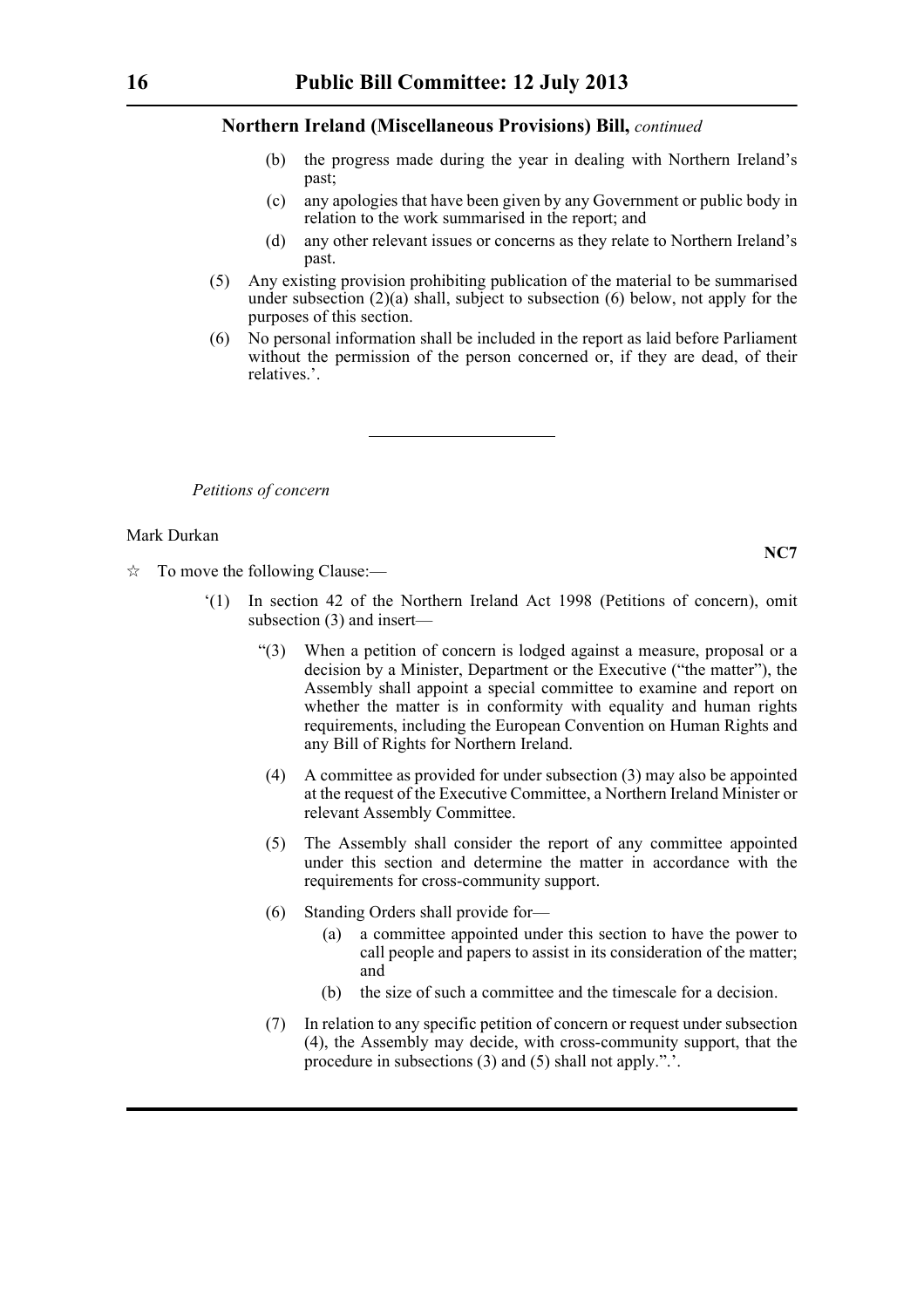**Northern Ireland (Miscellaneous Provisions) Bill,** *continued*

(b) the progress made during the year in dealing with Northern Ireland's past;

(c) any apologies that have been given by any Government or public body in relation to the work summarised in the report; and

(d) any other relevant issues or concerns as they relate to Northern Ireland's past.

(5) Any existing provision prohibiting publication of the material to be summarised under subsection (2)(a) shall, subject to subsection (6) below, not apply for the purposes of this section.

(6) No personal information shall be included in the report as laid before Parliament without the permission of the person concerned or, if they are dead, of their relatives.'.

---

*Petitions of concern*

Mark Durkan

**NC7**

☆ To move the following Clause:—

'(1) In section 42 of the Northern Ireland Act 1998 (Petitions of concern), omit subsection (3) and insert—

"(3) When a petition of concern is lodged against a measure, proposal or a decision by a Minister, Department or the Executive ("the matter"), the Assembly shall appoint a special committee to examine and report on whether the matter is in conformity with equality and human rights requirements, including the European Convention on Human Rights and any Bill of Rights for Northern Ireland.

(4) A committee as provided for under subsection (3) may also be appointed at the request of the Executive Committee, a Northern Ireland Minister or relevant Assembly Committee.

(5) The Assembly shall consider the report of any committee appointed under this section and determine the matter in accordance with the requirements for cross-community support.

(6) Standing Orders shall provide for—

(a) a committee appointed under this section to have the power to call people and papers to assist in its consideration of the matter; and

(b) the size of such a committee and the timescale for a decision.

(7) In relation to any specific petition of concern or request under subsection (4), the Assembly may decide, with cross-community support, that the procedure in subsections (3) and (5) shall not apply.".'.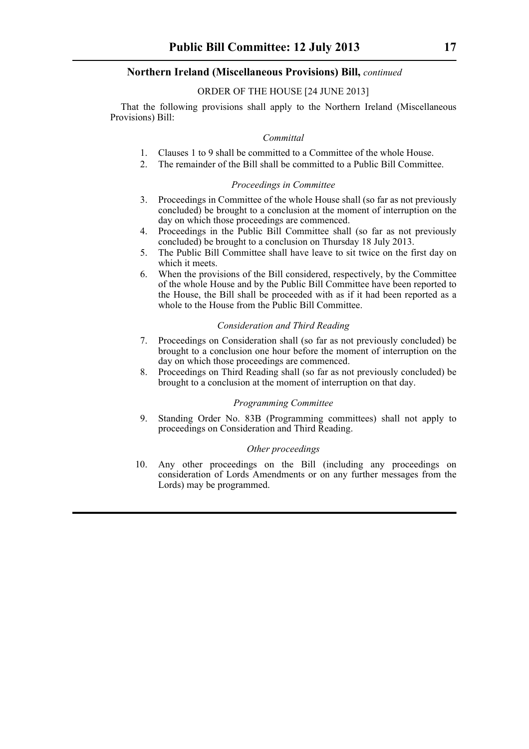**Northern Ireland (Miscellaneous Provisions) Bill,** *continued*

ORDER OF THE HOUSE [24 JUNE 2013]

That the following provisions shall apply to the Northern Ireland (Miscellaneous Provisions) Bill:

*Committal*

1. Clauses 1 to 9 shall be committed to a Committee of the whole House.
2. The remainder of the Bill shall be committed to a Public Bill Committee.

*Proceedings in Committee*

3. Proceedings in Committee of the whole House shall (so far as not previously concluded) be brought to a conclusion at the moment of interruption on the day on which those proceedings are commenced.
4. Proceedings in the Public Bill Committee shall (so far as not previously concluded) be brought to a conclusion on Thursday 18 July 2013.
5. The Public Bill Committee shall have leave to sit twice on the first day on which it meets.
6. When the provisions of the Bill considered, respectively, by the Committee of the whole House and by the Public Bill Committee have been reported to the House, the Bill shall be proceeded with as if it had been reported as a whole to the House from the Public Bill Committee.

*Consideration and Third Reading*

7. Proceedings on Consideration shall (so far as not previously concluded) be brought to a conclusion one hour before the moment of interruption on the day on which those proceedings are commenced.
8. Proceedings on Third Reading shall (so far as not previously concluded) be brought to a conclusion at the moment of interruption on that day.

*Programming Committee*

9. Standing Order No. 83B (Programming committees) shall not apply to proceedings on Consideration and Third Reading.

*Other proceedings*

10. Any other proceedings on the Bill (including any proceedings on consideration of Lords Amendments or on any further messages from the Lords) may be programmed.